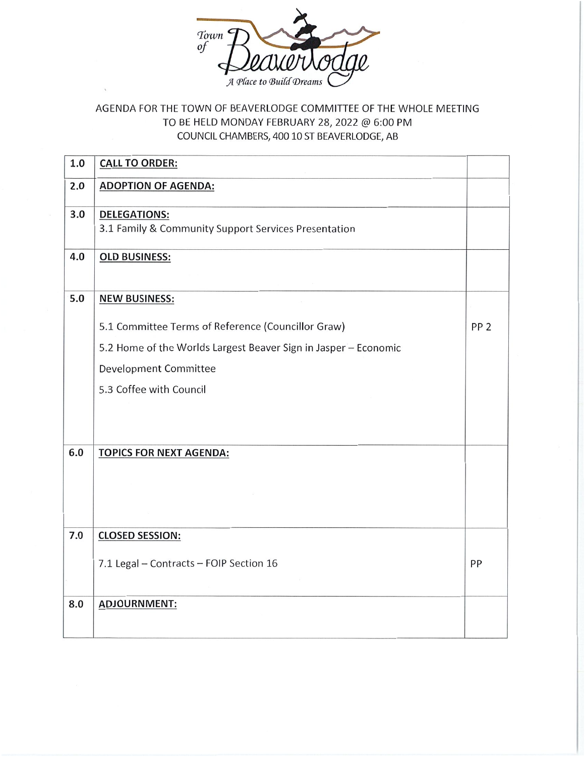Town of Beaverlodge

*A Place to Build Dreams*

AGENDA FOR THE TOWN OF BEAVERLODGE COMMITTEE OF THE WHOLE MEETING
TO BE HELD MONDAY FEBRUARY 28, 2022 @ 6:00 PM
COUNCIL CHAMBERS, 400 10 ST BEAVERLODGE, AB

| | | |
|---|---|---|
| 1.0 | **CALL TO ORDER:** | |
| 2.0 | **ADOPTION OF AGENDA:** | |
| 3.0 | **DELEGATIONS:**<br>3.1 Family & Community Support Services Presentation | |
| 4.0 | **OLD BUSINESS:** | |
| 5.0 | **NEW BUSINESS:**<br>5.1 Committee Terms of Reference (Councillor Graw)<br>5.2 Home of the Worlds Largest Beaver Sign in Jasper – Economic Development Committee<br>5.3 Coffee with Council | PP 2 |
| 6.0 | **TOPICS FOR NEXT AGENDA:** | |
| 7.0 | **CLOSED SESSION:**<br>7.1 Legal – Contracts – FOIP Section 16 | PP |
| 8.0 | **ADJOURNMENT:** | |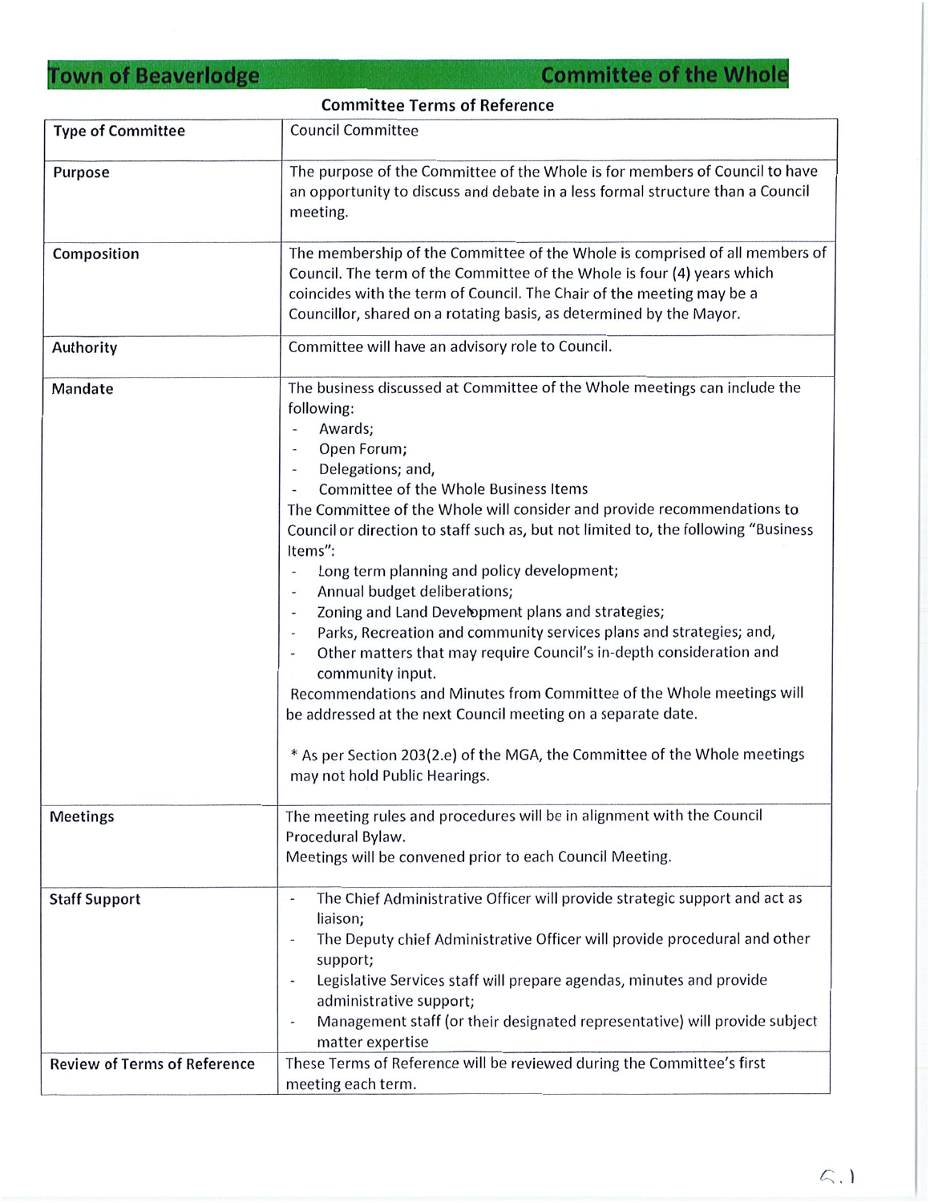# Town of Beaverlodge — Committee of the Whole

## Committee Terms of Reference

| | |
|---|---|
| **Type of Committee** | Council Committee |
| **Purpose** | The purpose of the Committee of the Whole is for members of Council to have an opportunity to discuss and debate in a less formal structure than a Council meeting. |
| **Composition** | The membership of the Committee of the Whole is comprised of all members of Council. The term of the Committee of the Whole is four (4) years which coincides with the term of Council. The Chair of the meeting may be a Councillor, shared on a rotating basis, as determined by the Mayor. |
| **Authority** | Committee will have an advisory role to Council. |
| **Mandate** | The business discussed at Committee of the Whole meetings can include the following:<br>- Awards;<br>- Open Forum;<br>- Delegations; and,<br>- Committee of the Whole Business Items<br>The Committee of the Whole will consider and provide recommendations to Council or direction to staff such as, but not limited to, the following "Business Items":<br>- Long term planning and policy development;<br>- Annual budget deliberations;<br>- Zoning and Land Development plans and strategies;<br>- Parks, Recreation and community services plans and strategies; and,<br>- Other matters that may require Council's in-depth consideration and community input.<br>Recommendations and Minutes from Committee of the Whole meetings will be addressed at the next Council meeting on a separate date.<br><br>* As per Section 203(2.e) of the MGA, the Committee of the Whole meetings may not hold Public Hearings. |
| **Meetings** | The meeting rules and procedures will be in alignment with the Council Procedural Bylaw.<br>Meetings will be convened prior to each Council Meeting. |
| **Staff Support** | - The Chief Administrative Officer will provide strategic support and act as liaison;<br>- The Deputy chief Administrative Officer will provide procedural and other support;<br>- Legislative Services staff will prepare agendas, minutes and provide administrative support;<br>- Management staff (or their designated representative) will provide subject matter expertise |
| **Review of Terms of Reference** | These Terms of Reference will be reviewed during the Committee's first meeting each term. |